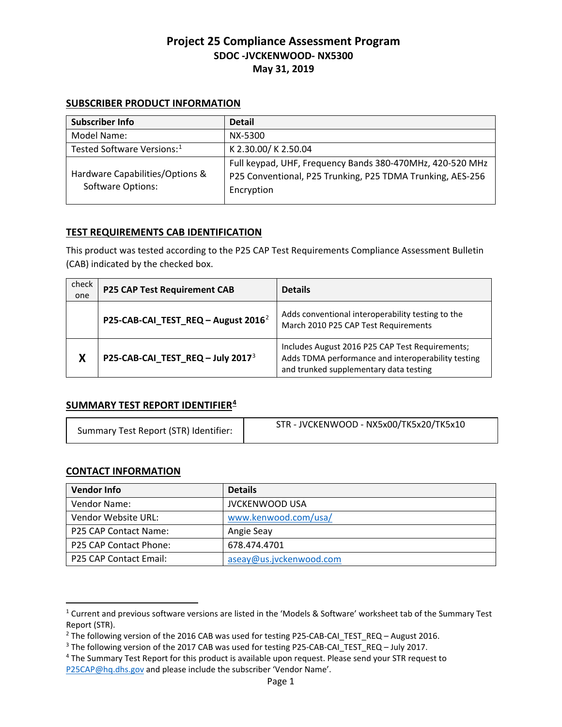# Project 25 Compliance Assessment Program

## SDOC -JVCKENWOOD- NX5300

## May 31, 2019

### SUBSCRIBER PRODUCT INFORMATION

| Subscriber Info | Detail |
|---|---|
| Model Name: | NX-5300 |
| Tested Software Versions:[1] | K 2.30.00/ K 2.50.04 |
| Hardware Capabilities/Options & Software Options: | Full keypad, UHF, Frequency Bands 380-470MHz, 420-520 MHz P25 Conventional, P25 Trunking, P25 TDMA Trunking, AES-256 Encryption |

### TEST REQUIREMENTS CAB IDENTIFICATION

This product was tested according to the P25 CAP Test Requirements Compliance Assessment Bulletin (CAB) indicated by the checked box.

| check one | P25 CAP Test Requirement CAB | Details |
|---|---|---|
| | **P25-CAB-CAI_TEST_REQ – August 2016**[2] | Adds conventional interoperability testing to the March 2010 P25 CAP Test Requirements |
| **X** | **P25-CAB-CAI_TEST_REQ – July 2017**[3] | Includes August 2016 P25 CAP Test Requirements; Adds TDMA performance and interoperability testing and trunked supplementary data testing |

### SUMMARY TEST REPORT IDENTIFIER[4]

| Summary Test Report (STR) Identifier: | STR - JVCKENWOOD - NX5x00/TK5x20/TK5x10 |
|---|---|

### CONTACT INFORMATION

| Vendor Info | Details |
|---|---|
| Vendor Name: | JVCKENWOOD USA |
| Vendor Website URL: | www.kenwood.com/usa/ |
| P25 CAP Contact Name: | Angie Seay |
| P25 CAP Contact Phone: | 678.474.4701 |
| P25 CAP Contact Email: | aseay@us.jvckenwood.com |

---

[1] Current and previous software versions are listed in the 'Models & Software' worksheet tab of the Summary Test Report (STR).

[2] The following version of the 2016 CAB was used for testing P25-CAB-CAI_TEST_REQ – August 2016.

[3] The following version of the 2017 CAB was used for testing P25-CAB-CAI_TEST_REQ – July 2017.

[4] The Summary Test Report for this product is available upon request. Please send your STR request to P25CAP@hq.dhs.gov and please include the subscriber 'Vendor Name'.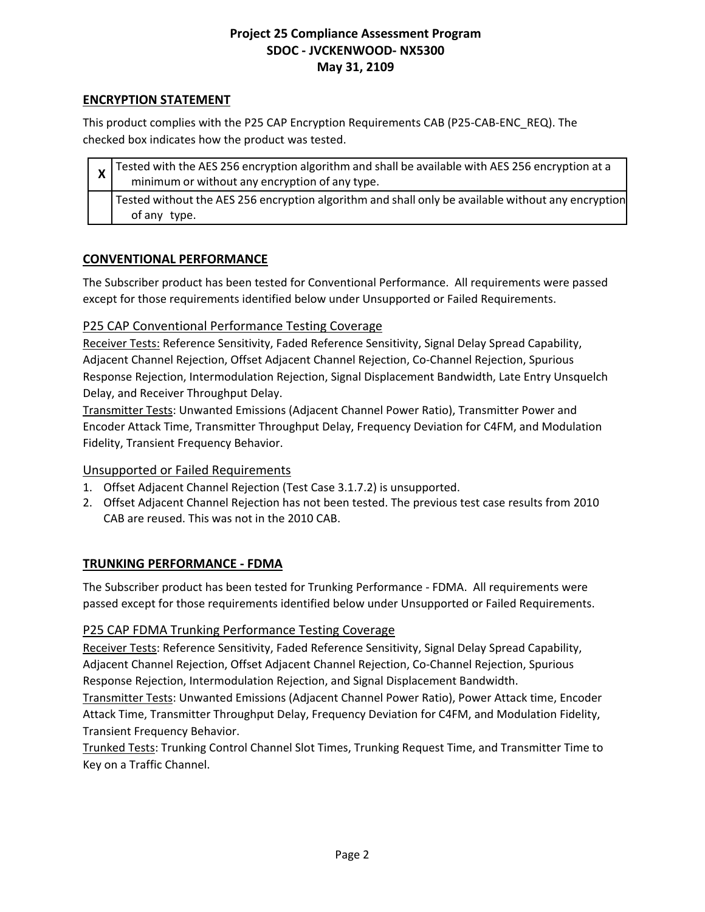## ENCRYPTION STATEMENT

This product complies with the P25 CAP Encryption Requirements CAB (P25-CAB-ENC_REQ). The checked box indicates how the product was tested.

| | |
|---|---|
| X | Tested with the AES 256 encryption algorithm and shall be available with AES 256 encryption at a minimum or without any encryption of any type. |
| | Tested without the AES 256 encryption algorithm and shall only be available without any encryption of any type. |

## CONVENTIONAL PERFORMANCE

The Subscriber product has been tested for Conventional Performance. All requirements were passed except for those requirements identified below under Unsupported or Failed Requirements.

### P25 CAP Conventional Performance Testing Coverage

Receiver Tests: Reference Sensitivity, Faded Reference Sensitivity, Signal Delay Spread Capability, Adjacent Channel Rejection, Offset Adjacent Channel Rejection, Co-Channel Rejection, Spurious Response Rejection, Intermodulation Rejection, Signal Displacement Bandwidth, Late Entry Unsquelch Delay, and Receiver Throughput Delay.

Transmitter Tests: Unwanted Emissions (Adjacent Channel Power Ratio), Transmitter Power and Encoder Attack Time, Transmitter Throughput Delay, Frequency Deviation for C4FM, and Modulation Fidelity, Transient Frequency Behavior.

### Unsupported or Failed Requirements

1. Offset Adjacent Channel Rejection (Test Case 3.1.7.2) is unsupported.
2. Offset Adjacent Channel Rejection has not been tested. The previous test case results from 2010 CAB are reused. This was not in the 2010 CAB.

## TRUNKING PERFORMANCE - FDMA

The Subscriber product has been tested for Trunking Performance - FDMA. All requirements were passed except for those requirements identified below under Unsupported or Failed Requirements.

### P25 CAP FDMA Trunking Performance Testing Coverage

Receiver Tests: Reference Sensitivity, Faded Reference Sensitivity, Signal Delay Spread Capability, Adjacent Channel Rejection, Offset Adjacent Channel Rejection, Co-Channel Rejection, Spurious Response Rejection, Intermodulation Rejection, and Signal Displacement Bandwidth.

Transmitter Tests: Unwanted Emissions (Adjacent Channel Power Ratio), Power Attack time, Encoder Attack Time, Transmitter Throughput Delay, Frequency Deviation for C4FM, and Modulation Fidelity, Transient Frequency Behavior.

Trunked Tests: Trunking Control Channel Slot Times, Trunking Request Time, and Transmitter Time to Key on a Traffic Channel.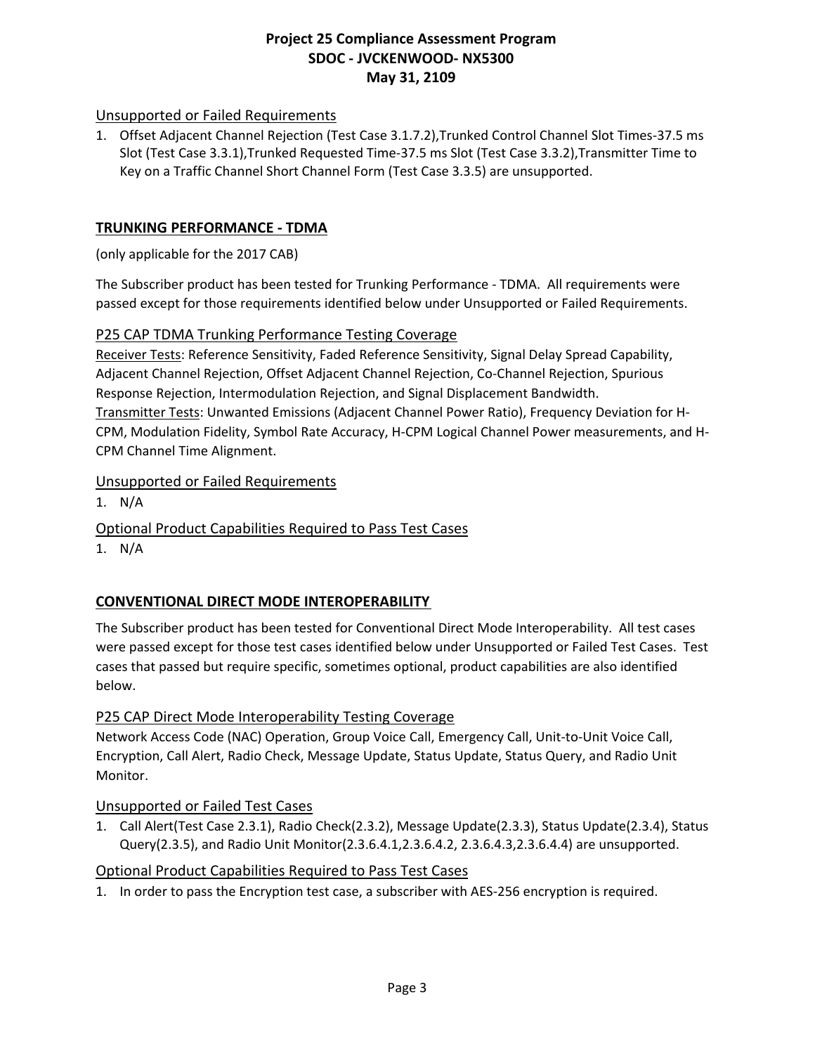### Unsupported or Failed Requirements

1. Offset Adjacent Channel Rejection (Test Case 3.1.7.2),Trunked Control Channel Slot Times-37.5 ms Slot (Test Case 3.3.1),Trunked Requested Time-37.5 ms Slot (Test Case 3.3.2),Transmitter Time to Key on a Traffic Channel Short Channel Form (Test Case 3.3.5) are unsupported.

## TRUNKING PERFORMANCE - TDMA

(only applicable for the 2017 CAB)

The Subscriber product has been tested for Trunking Performance - TDMA. All requirements were passed except for those requirements identified below under Unsupported or Failed Requirements.

### P25 CAP TDMA Trunking Performance Testing Coverage

Receiver Tests: Reference Sensitivity, Faded Reference Sensitivity, Signal Delay Spread Capability, Adjacent Channel Rejection, Offset Adjacent Channel Rejection, Co-Channel Rejection, Spurious Response Rejection, Intermodulation Rejection, and Signal Displacement Bandwidth.
Transmitter Tests: Unwanted Emissions (Adjacent Channel Power Ratio), Frequency Deviation for H-CPM, Modulation Fidelity, Symbol Rate Accuracy, H-CPM Logical Channel Power measurements, and H-CPM Channel Time Alignment.

### Unsupported or Failed Requirements

1. N/A

### Optional Product Capabilities Required to Pass Test Cases

1. N/A

## CONVENTIONAL DIRECT MODE INTEROPERABILITY

The Subscriber product has been tested for Conventional Direct Mode Interoperability. All test cases were passed except for those test cases identified below under Unsupported or Failed Test Cases. Test cases that passed but require specific, sometimes optional, product capabilities are also identified below.

### P25 CAP Direct Mode Interoperability Testing Coverage

Network Access Code (NAC) Operation, Group Voice Call, Emergency Call, Unit-to-Unit Voice Call, Encryption, Call Alert, Radio Check, Message Update, Status Update, Status Query, and Radio Unit Monitor.

### Unsupported or Failed Test Cases

1. Call Alert(Test Case 2.3.1), Radio Check(2.3.2), Message Update(2.3.3), Status Update(2.3.4), Status Query(2.3.5), and Radio Unit Monitor(2.3.6.4.1,2.3.6.4.2, 2.3.6.4.3,2.3.6.4.4) are unsupported.

### Optional Product Capabilities Required to Pass Test Cases

1. In order to pass the Encryption test case, a subscriber with AES-256 encryption is required.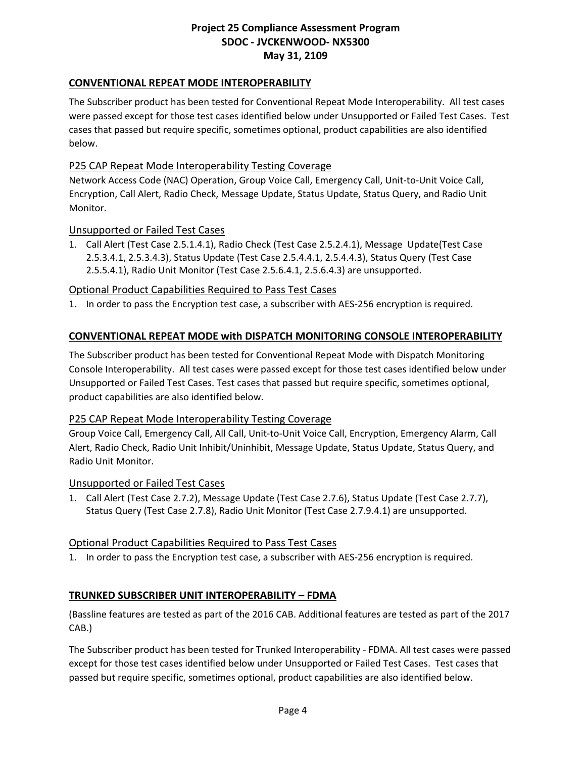## CONVENTIONAL REPEAT MODE INTEROPERABILITY

The Subscriber product has been tested for Conventional Repeat Mode Interoperability. All test cases were passed except for those test cases identified below under Unsupported or Failed Test Cases. Test cases that passed but require specific, sometimes optional, product capabilities are also identified below.

### P25 CAP Repeat Mode Interoperability Testing Coverage

Network Access Code (NAC) Operation, Group Voice Call, Emergency Call, Unit-to-Unit Voice Call, Encryption, Call Alert, Radio Check, Message Update, Status Update, Status Query, and Radio Unit Monitor.

### Unsupported or Failed Test Cases

1. Call Alert (Test Case 2.5.1.4.1), Radio Check (Test Case 2.5.2.4.1), Message Update(Test Case 2.5.3.4.1, 2.5.3.4.3), Status Update (Test Case 2.5.4.4.1, 2.5.4.4.3), Status Query (Test Case 2.5.5.4.1), Radio Unit Monitor (Test Case 2.5.6.4.1, 2.5.6.4.3) are unsupported.

### Optional Product Capabilities Required to Pass Test Cases

1. In order to pass the Encryption test case, a subscriber with AES-256 encryption is required.

## CONVENTIONAL REPEAT MODE with DISPATCH MONITORING CONSOLE INTEROPERABILITY

The Subscriber product has been tested for Conventional Repeat Mode with Dispatch Monitoring Console Interoperability. All test cases were passed except for those test cases identified below under Unsupported or Failed Test Cases. Test cases that passed but require specific, sometimes optional, product capabilities are also identified below.

### P25 CAP Repeat Mode Interoperability Testing Coverage

Group Voice Call, Emergency Call, All Call, Unit-to-Unit Voice Call, Encryption, Emergency Alarm, Call Alert, Radio Check, Radio Unit Inhibit/Uninhibit, Message Update, Status Update, Status Query, and Radio Unit Monitor.

### Unsupported or Failed Test Cases

1. Call Alert (Test Case 2.7.2), Message Update (Test Case 2.7.6), Status Update (Test Case 2.7.7), Status Query (Test Case 2.7.8), Radio Unit Monitor (Test Case 2.7.9.4.1) are unsupported.

### Optional Product Capabilities Required to Pass Test Cases

1. In order to pass the Encryption test case, a subscriber with AES-256 encryption is required.

## TRUNKED SUBSCRIBER UNIT INTEROPERABILITY – FDMA

(Bassline features are tested as part of the 2016 CAB. Additional features are tested as part of the 2017 CAB.)

The Subscriber product has been tested for Trunked Interoperability - FDMA. All test cases were passed except for those test cases identified below under Unsupported or Failed Test Cases. Test cases that passed but require specific, sometimes optional, product capabilities are also identified below.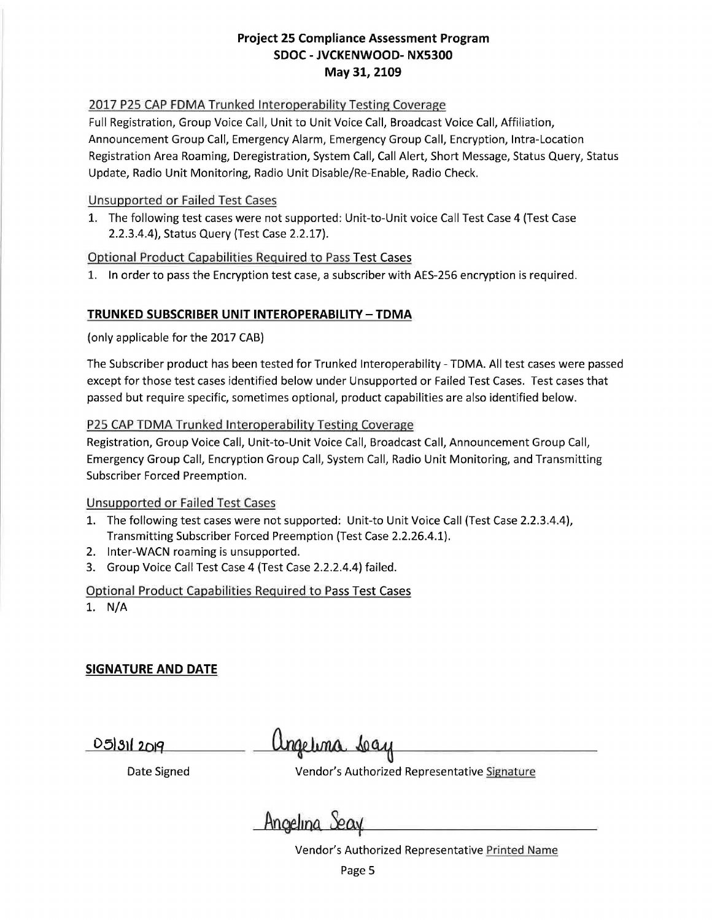**Project 25 Compliance Assessment Program**
**SDOC - JVCKENWOOD- NX5300**
**May 31, 2109**

2017 P25 CAP FDMA Trunked Interoperability Testing Coverage

Full Registration, Group Voice Call, Unit to Unit Voice Call, Broadcast Voice Call, Affiliation, Announcement Group Call, Emergency Alarm, Emergency Group Call, Encryption, Intra-Location Registration Area Roaming, Deregistration, System Call, Call Alert, Short Message, Status Query, Status Update, Radio Unit Monitoring, Radio Unit Disable/Re-Enable, Radio Check.

Unsupported or Failed Test Cases

1. The following test cases were not supported: Unit-to-Unit voice Call Test Case 4 (Test Case 2.2.3.4.4), Status Query (Test Case 2.2.17).

Optional Product Capabilities Required to Pass Test Cases

1. In order to pass the Encryption test case, a subscriber with AES-256 encryption is required.

## TRUNKED SUBSCRIBER UNIT INTEROPERABILITY – TDMA

(only applicable for the 2017 CAB)

The Subscriber product has been tested for Trunked Interoperability - TDMA. All test cases were passed except for those test cases identified below under Unsupported or Failed Test Cases. Test cases that passed but require specific, sometimes optional, product capabilities are also identified below.

P25 CAP TDMA Trunked Interoperability Testing Coverage

Registration, Group Voice Call, Unit-to-Unit Voice Call, Broadcast Call, Announcement Group Call, Emergency Group Call, Encryption Group Call, System Call, Radio Unit Monitoring, and Transmitting Subscriber Forced Preemption.

Unsupported or Failed Test Cases

1. The following test cases were not supported: Unit-to Unit Voice Call (Test Case 2.2.3.4.4), Transmitting Subscriber Forced Preemption (Test Case 2.2.26.4.1).
2. Inter-WACN roaming is unsupported.
3. Group Voice Call Test Case 4 (Test Case 2.2.2.4.4) failed.

Optional Product Capabilities Required to Pass Test Cases

1. N/A

## SIGNATURE AND DATE

05/31/2019 — Date Signed

Angelina Seay — Vendor's Authorized Representative Signature

Angelina Seay — Vendor's Authorized Representative Printed Name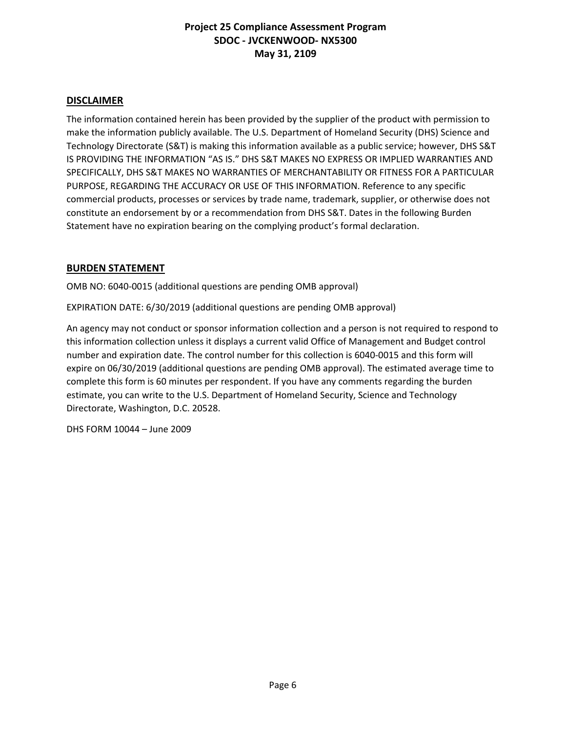## DISCLAIMER

The information contained herein has been provided by the supplier of the product with permission to make the information publicly available. The U.S. Department of Homeland Security (DHS) Science and Technology Directorate (S&T) is making this information available as a public service; however, DHS S&T IS PROVIDING THE INFORMATION "AS IS." DHS S&T MAKES NO EXPRESS OR IMPLIED WARRANTIES AND SPECIFICALLY, DHS S&T MAKES NO WARRANTIES OF MERCHANTABILITY OR FITNESS FOR A PARTICULAR PURPOSE, REGARDING THE ACCURACY OR USE OF THIS INFORMATION. Reference to any specific commercial products, processes or services by trade name, trademark, supplier, or otherwise does not constitute an endorsement by or a recommendation from DHS S&T. Dates in the following Burden Statement have no expiration bearing on the complying product's formal declaration.

## BURDEN STATEMENT

OMB NO: 6040-0015 (additional questions are pending OMB approval)

EXPIRATION DATE: 6/30/2019 (additional questions are pending OMB approval)

An agency may not conduct or sponsor information collection and a person is not required to respond to this information collection unless it displays a current valid Office of Management and Budget control number and expiration date. The control number for this collection is 6040-0015 and this form will expire on 06/30/2019 (additional questions are pending OMB approval). The estimated average time to complete this form is 60 minutes per respondent. If you have any comments regarding the burden estimate, you can write to the U.S. Department of Homeland Security, Science and Technology Directorate, Washington, D.C. 20528.

DHS FORM 10044 – June 2009